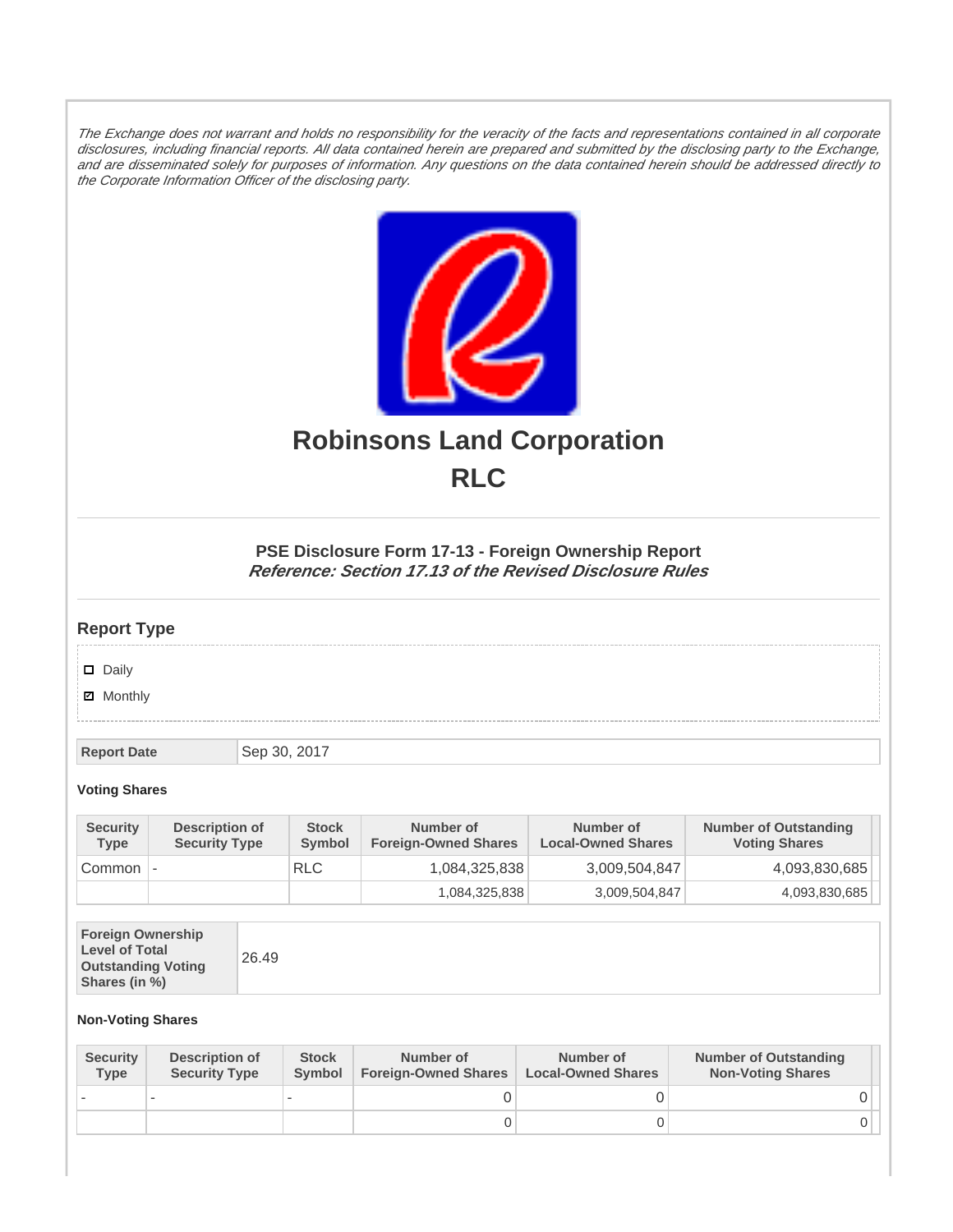*The Exchange does not warrant and holds no responsibility for the veracity of the facts and representations contained in all corporate disclosures, including financial reports. All data contained herein are prepared and submitted by the disclosing party to the Exchange, and are disseminated solely for purposes of information. Any questions on the data contained herein should be addressed directly to the Corporate Information Officer of the disclosing party.*

# Robinsons Land Corporation
# RLC

### PSE Disclosure Form 17-13 - Foreign Ownership Report
***Reference: Section 17.13 of the Revised Disclosure Rules***

## Report Type

- ☐ Daily
- ☑ Monthly

| Report Date | Sep 30, 2017 |
|---|---|

**Voting Shares**

| Security Type | Description of Security Type | Stock Symbol | Number of Foreign-Owned Shares | Number of Local-Owned Shares | Number of Outstanding Voting Shares |
|---|---|---|---|---|---|
| Common | - | RLC | 1,084,325,838 | 3,009,504,847 | 4,093,830,685 |
| | | | 1,084,325,838 | 3,009,504,847 | 4,093,830,685 |

| Foreign Ownership Level of Total Outstanding Voting Shares (in %) | 26.49 |
|---|---|

**Non-Voting Shares**

| Security Type | Description of Security Type | Stock Symbol | Number of Foreign-Owned Shares | Number of Local-Owned Shares | Number of Outstanding Non-Voting Shares |
|---|---|---|---|---|---|
| - | - | - | 0 | 0 | 0 |
| | | | 0 | 0 | 0 |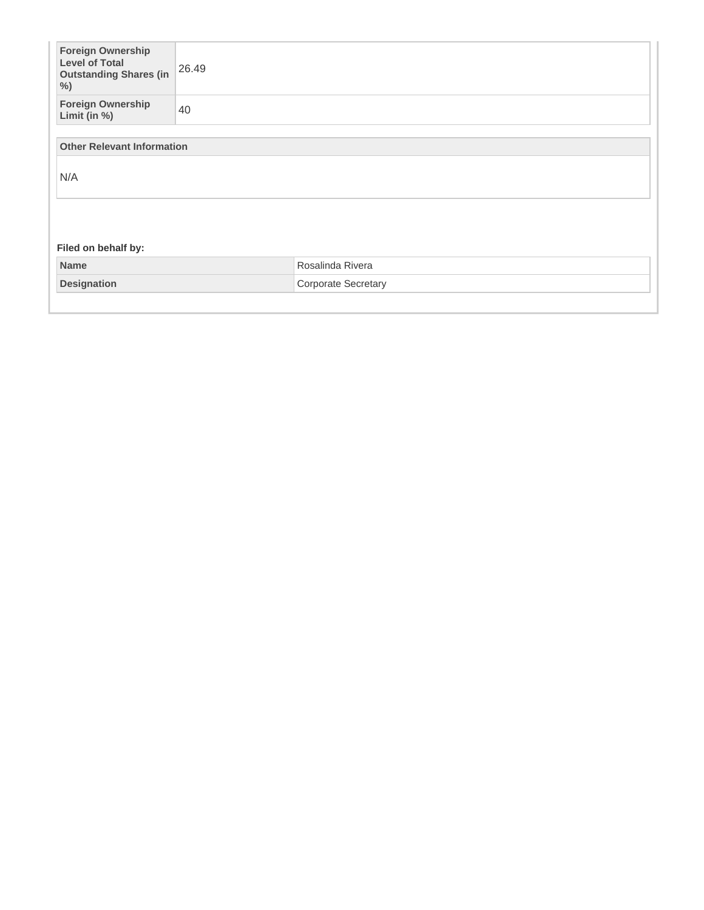| | |
|---|---|
| **Foreign Ownership Level of Total Outstanding Shares (in %)** | 26.49 |
| **Foreign Ownership Limit (in %)** | 40 |

| **Other Relevant Information** |
|---|
| N/A |

**Filed on behalf by:**

| | |
|---|---|
| **Name** | Rosalinda Rivera |
| **Designation** | Corporate Secretary |